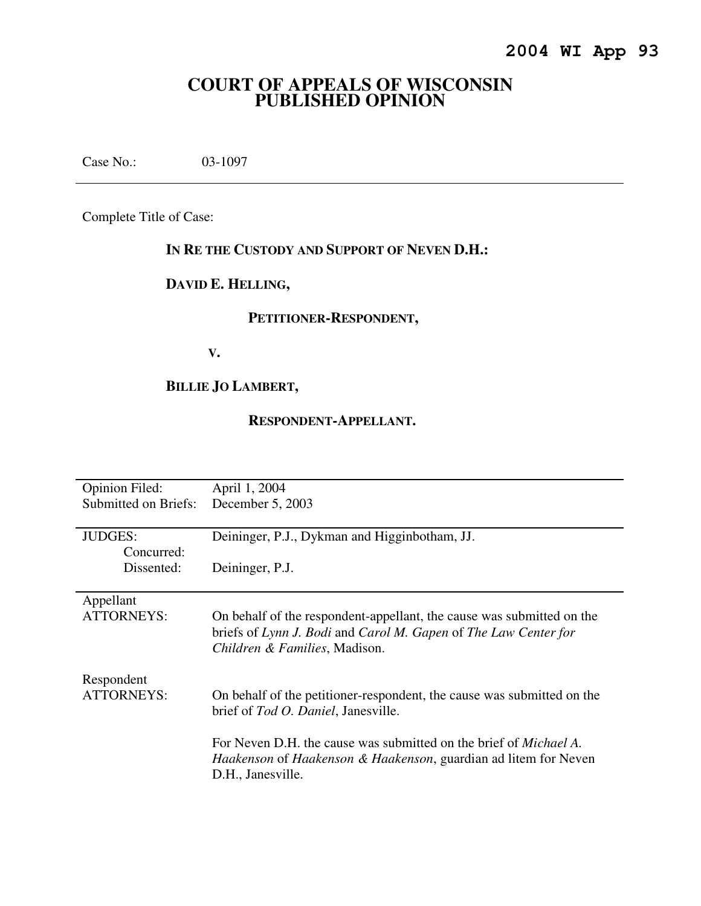**2004 WI App 93**

# COURT OF APPEALS OF WISCONSIN
# PUBLISHED OPINION

Case No.: 03-1097

---

Complete Title of Case:

**IN RE THE CUSTODY AND SUPPORT OF NEVEN D.H.:**

**DAVID E. HELLING,**

**PETITIONER-RESPONDENT,**

**V.**

**BILLIE JO LAMBERT,**

**RESPONDENT-APPELLANT.**

---

| | |
|---|---|
| Opinion Filed: | April 1, 2004 |
| Submitted on Briefs: | December 5, 2003 |
| | |
| JUDGES: | Deininger, P.J., Dykman and Higginbotham, JJ. |
| Concurred: | |
| Dissented: | Deininger, P.J. |
| | |
| Appellant ATTORNEYS: | On behalf of the respondent-appellant, the cause was submitted on the briefs of *Lynn J. Bodi* and *Carol M. Gapen* of *The Law Center for Children & Families*, Madison. |
| | |
| Respondent ATTORNEYS: | On behalf of the petitioner-respondent, the cause was submitted on the brief of *Tod O. Daniel*, Janesville. |
| | For Neven D.H. the cause was submitted on the brief of *Michael A. Haakenson* of *Haakenson & Haakenson*, guardian ad litem for Neven D.H., Janesville. |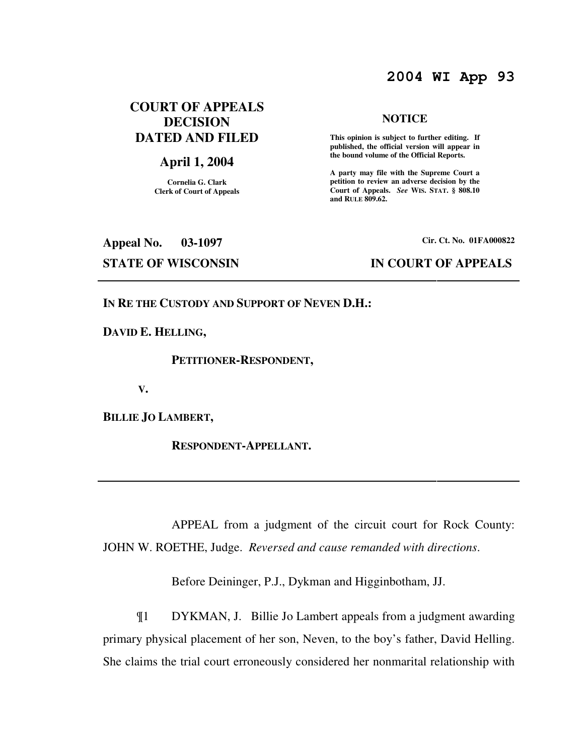**2004 WI App 93**

**COURT OF APPEALS DECISION DATED AND FILED**

**April 1, 2004**

**Cornelia G. Clark**
**Clerk of Court of Appeals**

**NOTICE**

**This opinion is subject to further editing. If published, the official version will appear in the bound volume of the Official Reports.**

**A party may file with the Supreme Court a petition to review an adverse decision by the Court of Appeals.** ***See*** **WIS. STAT. § 808.10 and RULE 809.62.**

**Appeal No. 03-1097** **Cir. Ct. No. 01FA000822**

**STATE OF WISCONSIN** **IN COURT OF APPEALS**

---

**IN RE THE CUSTODY AND SUPPORT OF NEVEN D.H.:**

**DAVID E. HELLING,**

**PETITIONER-RESPONDENT,**

**V.**

**BILLIE JO LAMBERT,**

**RESPONDENT-APPELLANT.**

---

APPEAL from a judgment of the circuit court for Rock County: JOHN W. ROETHE, Judge. *Reversed and cause remanded with directions*.

Before Deininger, P.J., Dykman and Higginbotham, JJ.

¶1 DYKMAN, J. Billie Jo Lambert appeals from a judgment awarding primary physical placement of her son, Neven, to the boy's father, David Helling. She claims the trial court erroneously considered her nonmarital relationship with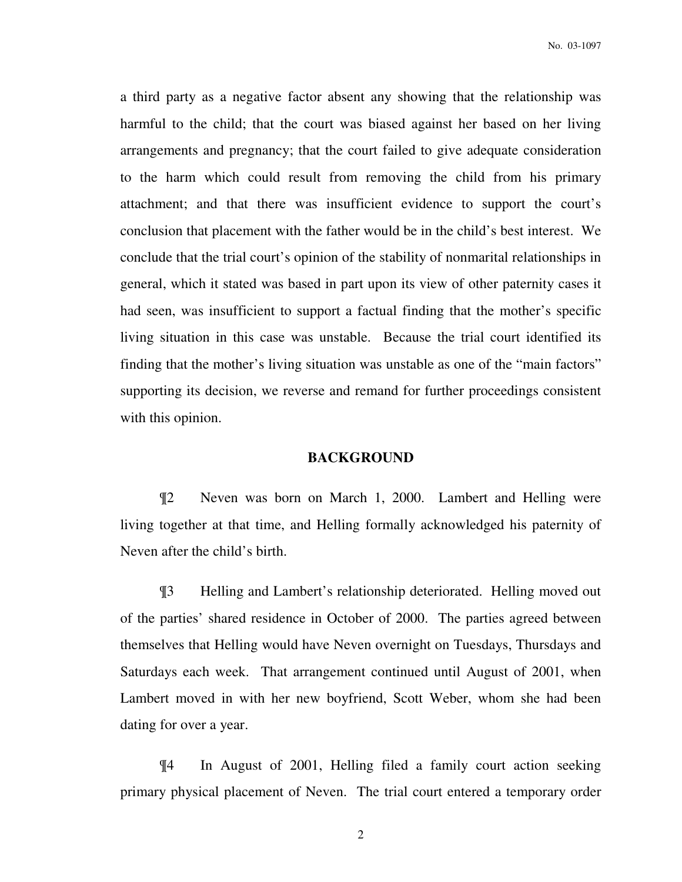a third party as a negative factor absent any showing that the relationship was harmful to the child; that the court was biased against her based on her living arrangements and pregnancy; that the court failed to give adequate consideration to the harm which could result from removing the child from his primary attachment; and that there was insufficient evidence to support the court's conclusion that placement with the father would be in the child's best interest. We conclude that the trial court's opinion of the stability of nonmarital relationships in general, which it stated was based in part upon its view of other paternity cases it had seen, was insufficient to support a factual finding that the mother's specific living situation in this case was unstable. Because the trial court identified its finding that the mother's living situation was unstable as one of the "main factors" supporting its decision, we reverse and remand for further proceedings consistent with this opinion.

## BACKGROUND

¶2 Neven was born on March 1, 2000. Lambert and Helling were living together at that time, and Helling formally acknowledged his paternity of Neven after the child's birth.

¶3 Helling and Lambert's relationship deteriorated. Helling moved out of the parties' shared residence in October of 2000. The parties agreed between themselves that Helling would have Neven overnight on Tuesdays, Thursdays and Saturdays each week. That arrangement continued until August of 2001, when Lambert moved in with her new boyfriend, Scott Weber, whom she had been dating for over a year.

¶4 In August of 2001, Helling filed a family court action seeking primary physical placement of Neven. The trial court entered a temporary order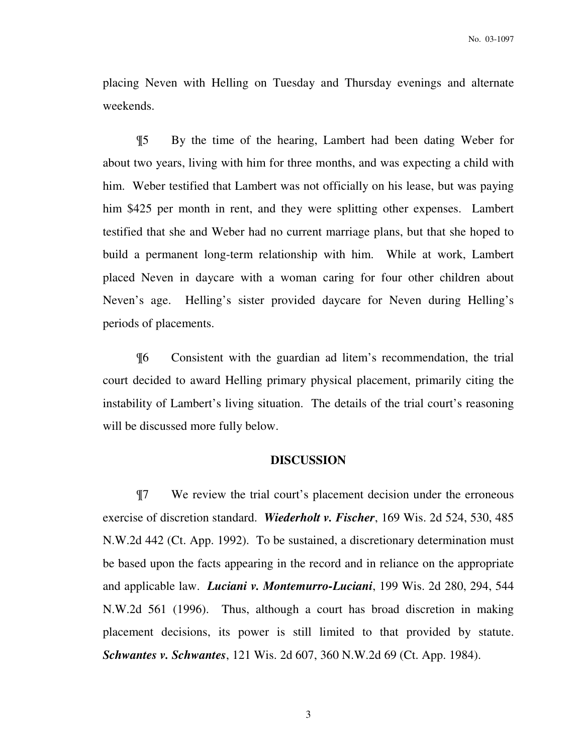placing Neven with Helling on Tuesday and Thursday evenings and alternate weekends.

¶5 By the time of the hearing, Lambert had been dating Weber for about two years, living with him for three months, and was expecting a child with him. Weber testified that Lambert was not officially on his lease, but was paying him $425 per month in rent, and they were splitting other expenses. Lambert testified that she and Weber had no current marriage plans, but that she hoped to build a permanent long-term relationship with him. While at work, Lambert placed Neven in daycare with a woman caring for four other children about Neven's age. Helling's sister provided daycare for Neven during Helling's periods of placements.

¶6 Consistent with the guardian ad litem's recommendation, the trial court decided to award Helling primary physical placement, primarily citing the instability of Lambert's living situation. The details of the trial court's reasoning will be discussed more fully below.

## DISCUSSION

¶7 We review the trial court's placement decision under the erroneous exercise of discretion standard. ***Wiederholt v. Fischer***, 169 Wis. 2d 524, 530, 485 N.W.2d 442 (Ct. App. 1992). To be sustained, a discretionary determination must be based upon the facts appearing in the record and in reliance on the appropriate and applicable law. ***Luciani v. Montemurro-Luciani***, 199 Wis. 2d 280, 294, 544 N.W.2d 561 (1996). Thus, although a court has broad discretion in making placement decisions, its power is still limited to that provided by statute. ***Schwantes v. Schwantes***, 121 Wis. 2d 607, 360 N.W.2d 69 (Ct. App. 1984).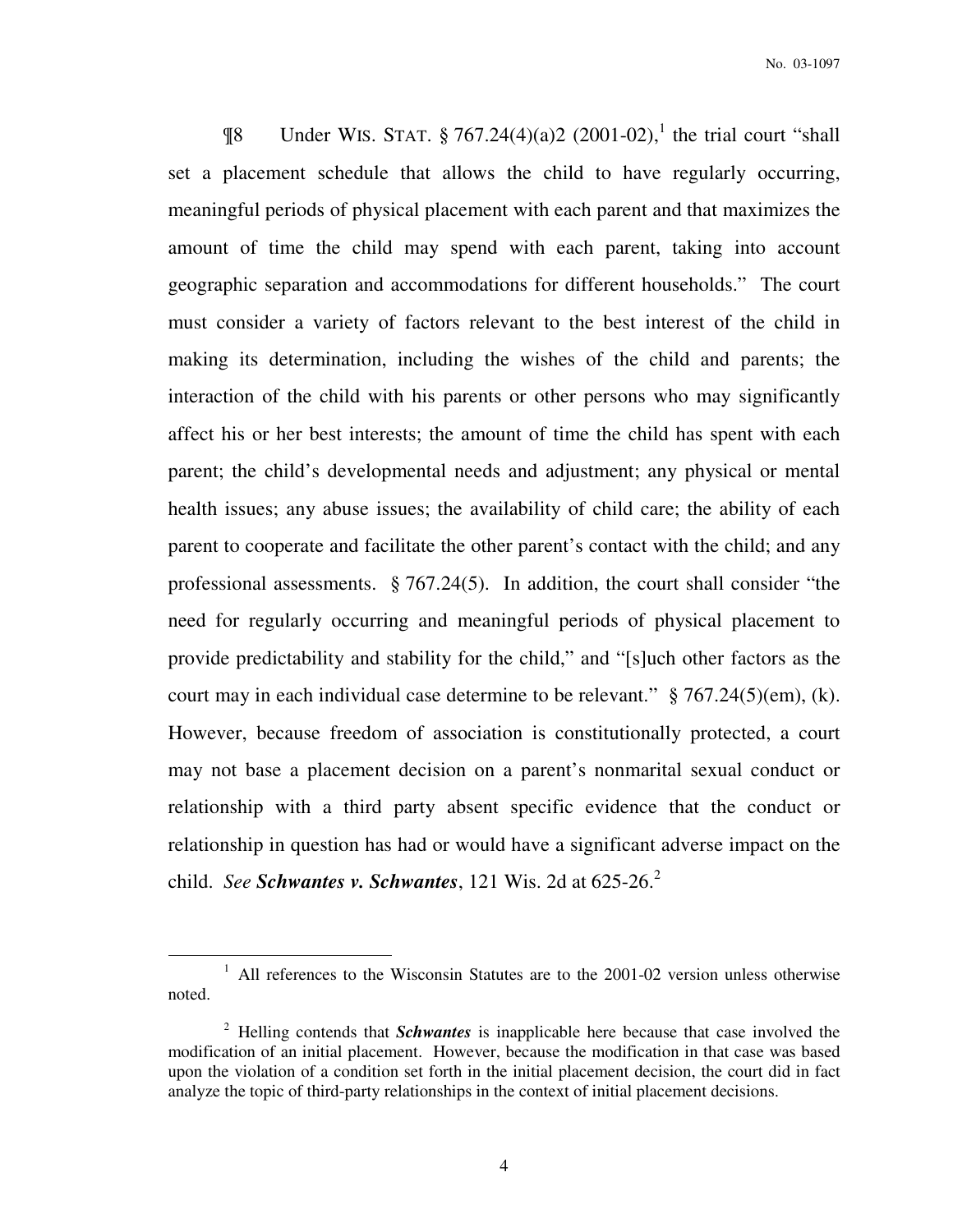¶8 Under WIS. STAT. § 767.24(4)(a)2 (2001-02),[1] the trial court "shall set a placement schedule that allows the child to have regularly occurring, meaningful periods of physical placement with each parent and that maximizes the amount of time the child may spend with each parent, taking into account geographic separation and accommodations for different households." The court must consider a variety of factors relevant to the best interest of the child in making its determination, including the wishes of the child and parents; the interaction of the child with his parents or other persons who may significantly affect his or her best interests; the amount of time the child has spent with each parent; the child's developmental needs and adjustment; any physical or mental health issues; any abuse issues; the availability of child care; the ability of each parent to cooperate and facilitate the other parent's contact with the child; and any professional assessments. § 767.24(5). In addition, the court shall consider "the need for regularly occurring and meaningful periods of physical placement to provide predictability and stability for the child," and "[s]uch other factors as the court may in each individual case determine to be relevant." § 767.24(5)(em), (k). However, because freedom of association is constitutionally protected, a court may not base a placement decision on a parent's nonmarital sexual conduct or relationship with a third party absent specific evidence that the conduct or relationship in question has had or would have a significant adverse impact on the child. *See* ***Schwantes v. Schwantes***, 121 Wis. 2d at 625-26.[2]

---

[1] All references to the Wisconsin Statutes are to the 2001-02 version unless otherwise noted.

[2] Helling contends that ***Schwantes*** is inapplicable here because that case involved the modification of an initial placement. However, because the modification in that case was based upon the violation of a condition set forth in the initial placement decision, the court did in fact analyze the topic of third-party relationships in the context of initial placement decisions.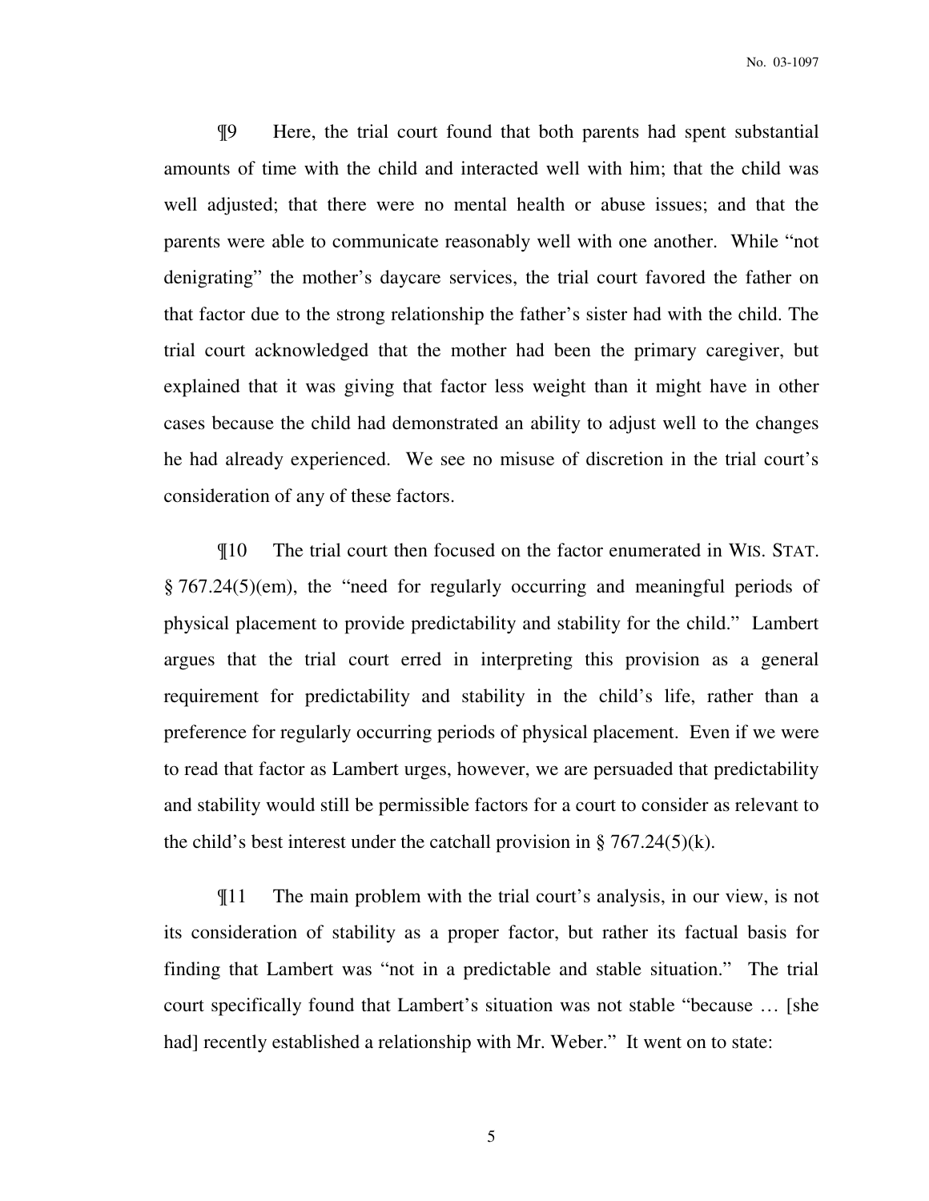¶9 Here, the trial court found that both parents had spent substantial amounts of time with the child and interacted well with him; that the child was well adjusted; that there were no mental health or abuse issues; and that the parents were able to communicate reasonably well with one another. While "not denigrating" the mother's daycare services, the trial court favored the father on that factor due to the strong relationship the father's sister had with the child. The trial court acknowledged that the mother had been the primary caregiver, but explained that it was giving that factor less weight than it might have in other cases because the child had demonstrated an ability to adjust well to the changes he had already experienced. We see no misuse of discretion in the trial court's consideration of any of these factors.

¶10 The trial court then focused on the factor enumerated in WIS. STAT. § 767.24(5)(em), the "need for regularly occurring and meaningful periods of physical placement to provide predictability and stability for the child." Lambert argues that the trial court erred in interpreting this provision as a general requirement for predictability and stability in the child's life, rather than a preference for regularly occurring periods of physical placement. Even if we were to read that factor as Lambert urges, however, we are persuaded that predictability and stability would still be permissible factors for a court to consider as relevant to the child's best interest under the catchall provision in § 767.24(5)(k).

¶11 The main problem with the trial court's analysis, in our view, is not its consideration of stability as a proper factor, but rather its factual basis for finding that Lambert was "not in a predictable and stable situation." The trial court specifically found that Lambert's situation was not stable "because … [she had] recently established a relationship with Mr. Weber." It went on to state: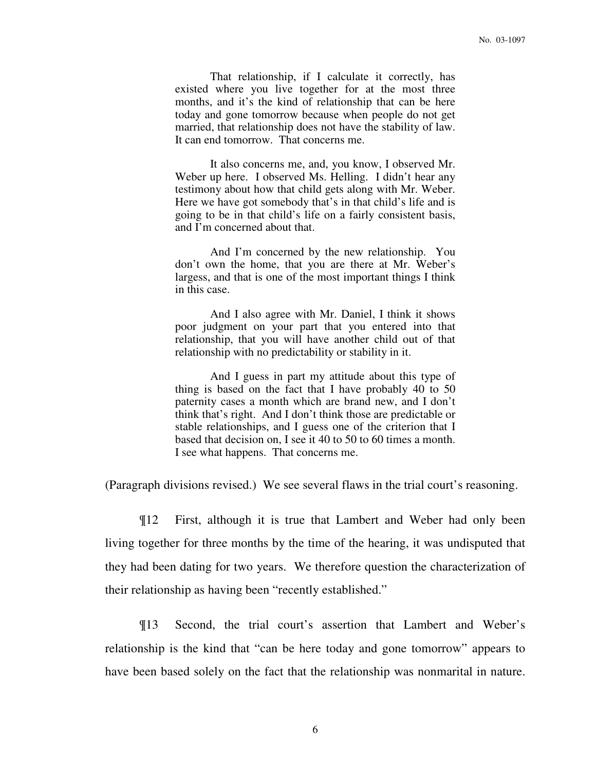> That relationship, if I calculate it correctly, has existed where you live together for at the most three months, and it's the kind of relationship that can be here today and gone tomorrow because when people do not get married, that relationship does not have the stability of law. It can end tomorrow. That concerns me.
>
> It also concerns me, and, you know, I observed Mr. Weber up here. I observed Ms. Helling. I didn't hear any testimony about how that child gets along with Mr. Weber. Here we have got somebody that's in that child's life and is going to be in that child's life on a fairly consistent basis, and I'm concerned about that.
>
> And I'm concerned by the new relationship. You don't own the home, that you are there at Mr. Weber's largess, and that is one of the most important things I think in this case.
>
> And I also agree with Mr. Daniel, I think it shows poor judgment on your part that you entered into that relationship, that you will have another child out of that relationship with no predictability or stability in it.
>
> And I guess in part my attitude about this type of thing is based on the fact that I have probably 40 to 50 paternity cases a month which are brand new, and I don't think that's right. And I don't think those are predictable or stable relationships, and I guess one of the criterion that I based that decision on, I see it 40 to 50 to 60 times a month. I see what happens. That concerns me.

(Paragraph divisions revised.) We see several flaws in the trial court's reasoning.

¶12 First, although it is true that Lambert and Weber had only been living together for three months by the time of the hearing, it was undisputed that they had been dating for two years. We therefore question the characterization of their relationship as having been "recently established."

¶13 Second, the trial court's assertion that Lambert and Weber's relationship is the kind that "can be here today and gone tomorrow" appears to have been based solely on the fact that the relationship was nonmarital in nature.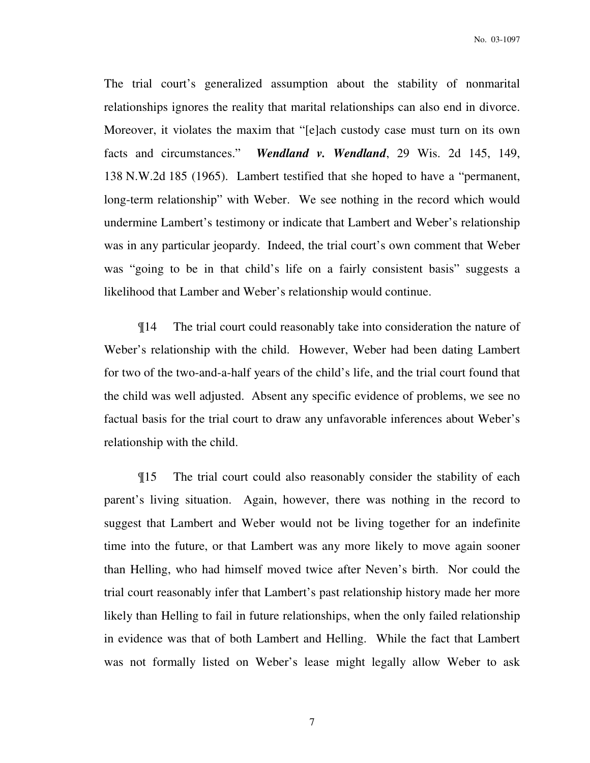The trial court's generalized assumption about the stability of nonmarital relationships ignores the reality that marital relationships can also end in divorce. Moreover, it violates the maxim that "[e]ach custody case must turn on its own facts and circumstances." ***Wendland v. Wendland***, 29 Wis. 2d 145, 149, 138 N.W.2d 185 (1965). Lambert testified that she hoped to have a "permanent, long-term relationship" with Weber. We see nothing in the record which would undermine Lambert's testimony or indicate that Lambert and Weber's relationship was in any particular jeopardy. Indeed, the trial court's own comment that Weber was "going to be in that child's life on a fairly consistent basis" suggests a likelihood that Lamber and Weber's relationship would continue.

¶14 The trial court could reasonably take into consideration the nature of Weber's relationship with the child. However, Weber had been dating Lambert for two of the two-and-a-half years of the child's life, and the trial court found that the child was well adjusted. Absent any specific evidence of problems, we see no factual basis for the trial court to draw any unfavorable inferences about Weber's relationship with the child.

¶15 The trial court could also reasonably consider the stability of each parent's living situation. Again, however, there was nothing in the record to suggest that Lambert and Weber would not be living together for an indefinite time into the future, or that Lambert was any more likely to move again sooner than Helling, who had himself moved twice after Neven's birth. Nor could the trial court reasonably infer that Lambert's past relationship history made her more likely than Helling to fail in future relationships, when the only failed relationship in evidence was that of both Lambert and Helling. While the fact that Lambert was not formally listed on Weber's lease might legally allow Weber to ask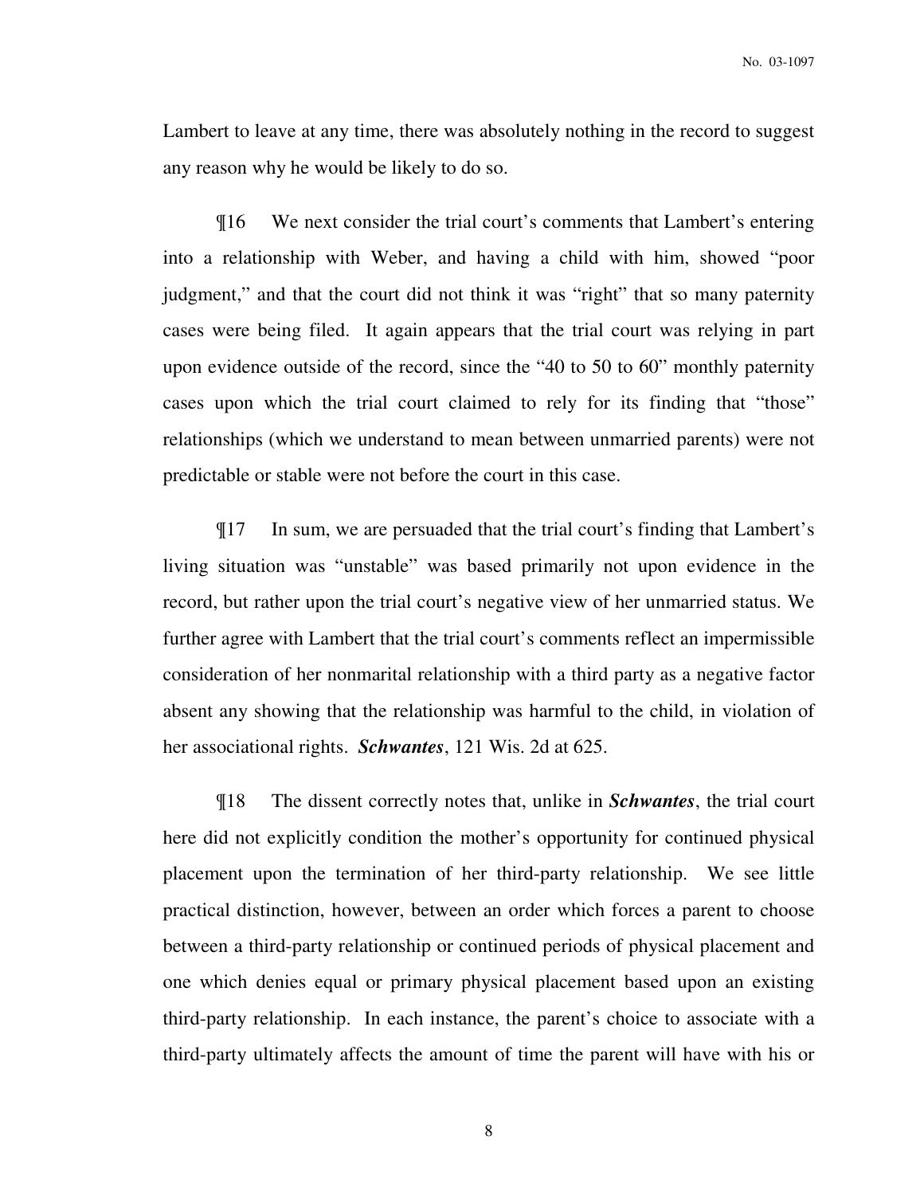Lambert to leave at any time, there was absolutely nothing in the record to suggest any reason why he would be likely to do so.

¶16 We next consider the trial court's comments that Lambert's entering into a relationship with Weber, and having a child with him, showed "poor judgment," and that the court did not think it was "right" that so many paternity cases were being filed. It again appears that the trial court was relying in part upon evidence outside of the record, since the "40 to 50 to 60" monthly paternity cases upon which the trial court claimed to rely for its finding that "those" relationships (which we understand to mean between unmarried parents) were not predictable or stable were not before the court in this case.

¶17 In sum, we are persuaded that the trial court's finding that Lambert's living situation was "unstable" was based primarily not upon evidence in the record, but rather upon the trial court's negative view of her unmarried status. We further agree with Lambert that the trial court's comments reflect an impermissible consideration of her nonmarital relationship with a third party as a negative factor absent any showing that the relationship was harmful to the child, in violation of her associational rights. ***Schwantes***, 121 Wis. 2d at 625.

¶18 The dissent correctly notes that, unlike in ***Schwantes***, the trial court here did not explicitly condition the mother's opportunity for continued physical placement upon the termination of her third-party relationship. We see little practical distinction, however, between an order which forces a parent to choose between a third-party relationship or continued periods of physical placement and one which denies equal or primary physical placement based upon an existing third-party relationship. In each instance, the parent's choice to associate with a third-party ultimately affects the amount of time the parent will have with his or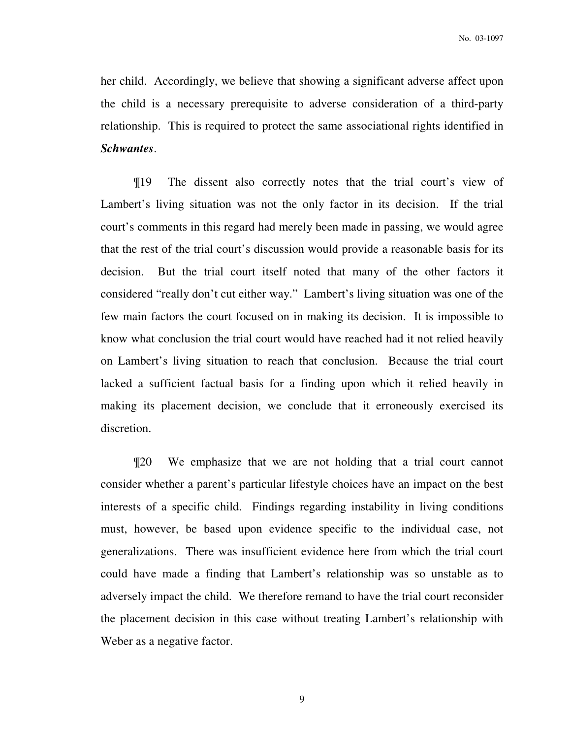her child. Accordingly, we believe that showing a significant adverse affect upon the child is a necessary prerequisite to adverse consideration of a third-party relationship. This is required to protect the same associational rights identified in ***Schwantes***.

¶19 The dissent also correctly notes that the trial court's view of Lambert's living situation was not the only factor in its decision. If the trial court's comments in this regard had merely been made in passing, we would agree that the rest of the trial court's discussion would provide a reasonable basis for its decision. But the trial court itself noted that many of the other factors it considered "really don't cut either way." Lambert's living situation was one of the few main factors the court focused on in making its decision. It is impossible to know what conclusion the trial court would have reached had it not relied heavily on Lambert's living situation to reach that conclusion. Because the trial court lacked a sufficient factual basis for a finding upon which it relied heavily in making its placement decision, we conclude that it erroneously exercised its discretion.

¶20 We emphasize that we are not holding that a trial court cannot consider whether a parent's particular lifestyle choices have an impact on the best interests of a specific child. Findings regarding instability in living conditions must, however, be based upon evidence specific to the individual case, not generalizations. There was insufficient evidence here from which the trial court could have made a finding that Lambert's relationship was so unstable as to adversely impact the child. We therefore remand to have the trial court reconsider the placement decision in this case without treating Lambert's relationship with Weber as a negative factor.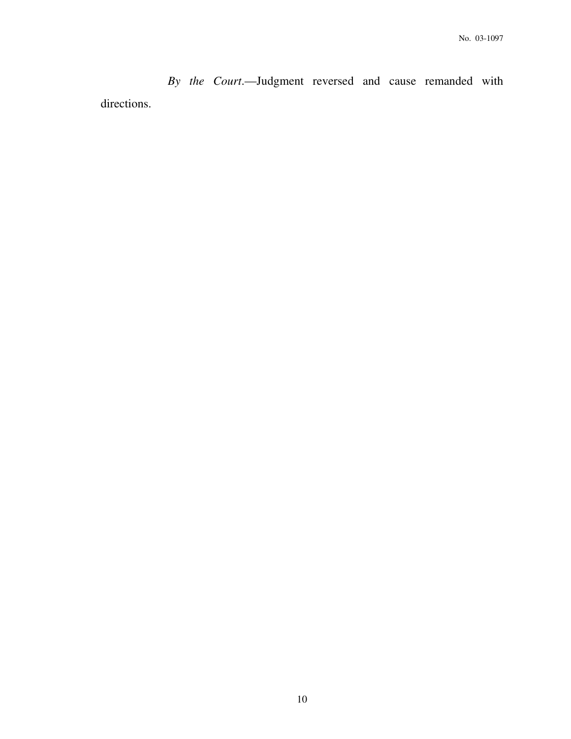*By the Court*.—Judgment reversed and cause remanded with directions.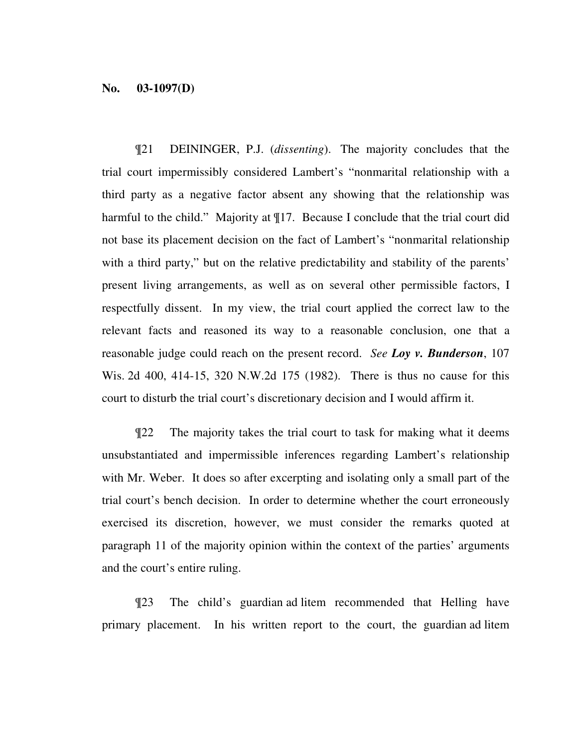**No. 03-1097(D)**

¶21 DEININGER, P.J. (*dissenting*). The majority concludes that the trial court impermissibly considered Lambert's "nonmarital relationship with a third party as a negative factor absent any showing that the relationship was harmful to the child." Majority at ¶17. Because I conclude that the trial court did not base its placement decision on the fact of Lambert's "nonmarital relationship with a third party," but on the relative predictability and stability of the parents' present living arrangements, as well as on several other permissible factors, I respectfully dissent. In my view, the trial court applied the correct law to the relevant facts and reasoned its way to a reasonable conclusion, one that a reasonable judge could reach on the present record. *See* ***Loy v. Bunderson***, 107 Wis. 2d 400, 414-15, 320 N.W.2d 175 (1982). There is thus no cause for this court to disturb the trial court's discretionary decision and I would affirm it.

¶22 The majority takes the trial court to task for making what it deems unsubstantiated and impermissible inferences regarding Lambert's relationship with Mr. Weber. It does so after excerpting and isolating only a small part of the trial court's bench decision. In order to determine whether the court erroneously exercised its discretion, however, we must consider the remarks quoted at paragraph 11 of the majority opinion within the context of the parties' arguments and the court's entire ruling.

¶23 The child's guardian ad litem recommended that Helling have primary placement. In his written report to the court, the guardian ad litem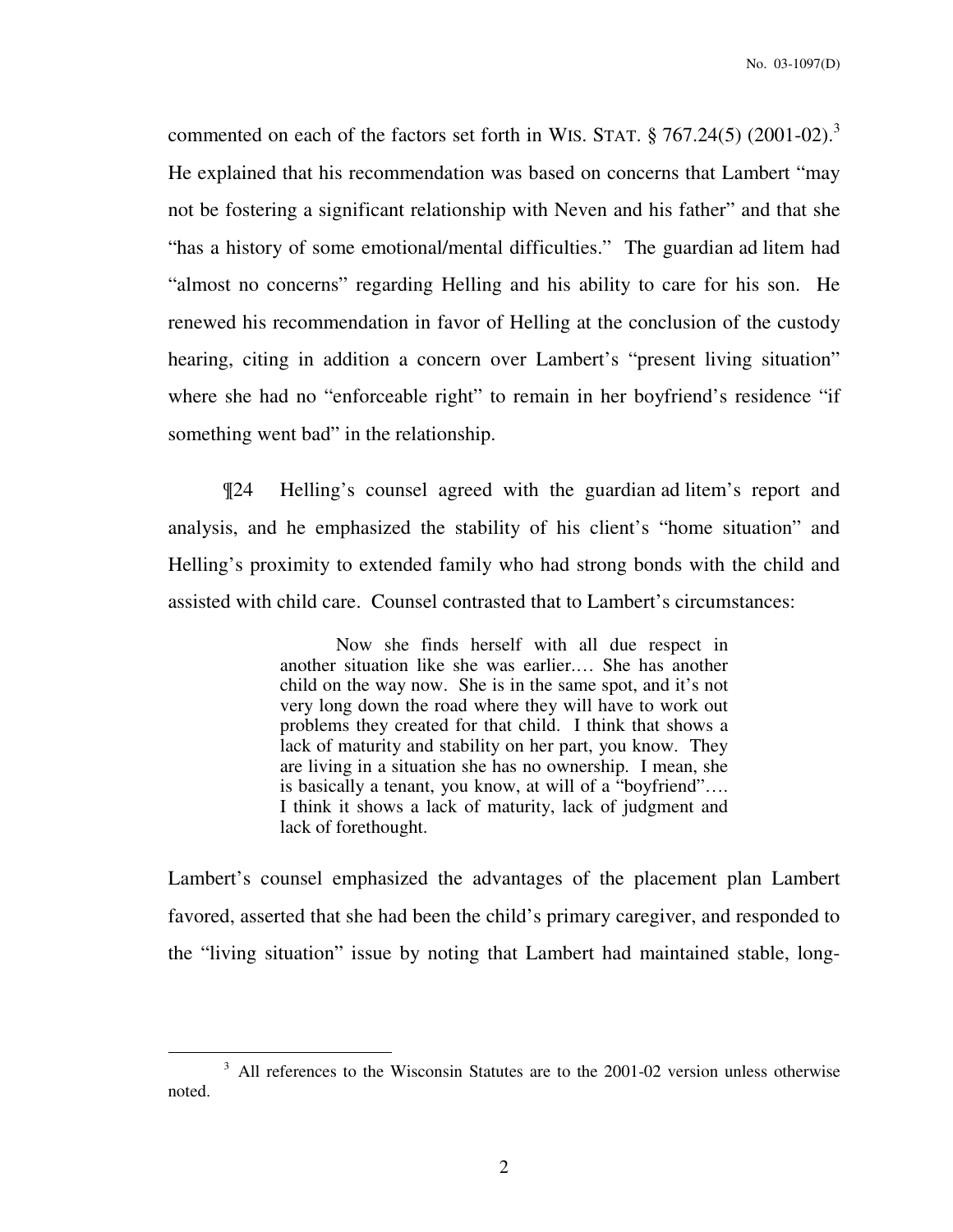commented on each of the factors set forth in WIS. STAT. § 767.24(5) (2001-02).[3] He explained that his recommendation was based on concerns that Lambert "may not be fostering a significant relationship with Neven and his father" and that she "has a history of some emotional/mental difficulties." The guardian ad litem had "almost no concerns" regarding Helling and his ability to care for his son. He renewed his recommendation in favor of Helling at the conclusion of the custody hearing, citing in addition a concern over Lambert's "present living situation" where she had no "enforceable right" to remain in her boyfriend's residence "if something went bad" in the relationship.

¶24 Helling's counsel agreed with the guardian ad litem's report and analysis, and he emphasized the stability of his client's "home situation" and Helling's proximity to extended family who had strong bonds with the child and assisted with child care. Counsel contrasted that to Lambert's circumstances:

> Now she finds herself with all due respect in another situation like she was earlier.… She has another child on the way now. She is in the same spot, and it's not very long down the road where they will have to work out problems they created for that child. I think that shows a lack of maturity and stability on her part, you know. They are living in a situation she has no ownership. I mean, she is basically a tenant, you know, at will of a "boyfriend"…. I think it shows a lack of maturity, lack of judgment and lack of forethought.

Lambert's counsel emphasized the advantages of the placement plan Lambert favored, asserted that she had been the child's primary caregiver, and responded to the "living situation" issue by noting that Lambert had maintained stable, long-

[3] All references to the Wisconsin Statutes are to the 2001-02 version unless otherwise noted.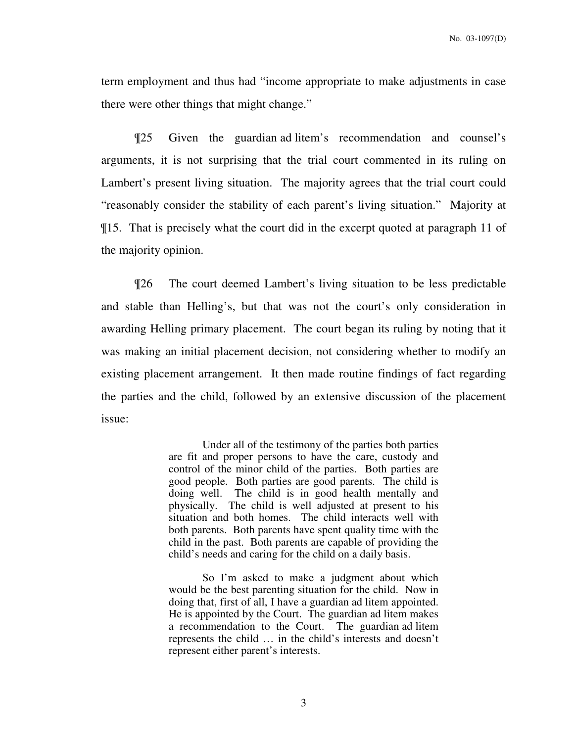term employment and thus had "income appropriate to make adjustments in case there were other things that might change."

¶25 Given the guardian ad litem's recommendation and counsel's arguments, it is not surprising that the trial court commented in its ruling on Lambert's present living situation. The majority agrees that the trial court could "reasonably consider the stability of each parent's living situation." Majority at ¶15. That is precisely what the court did in the excerpt quoted at paragraph 11 of the majority opinion.

¶26 The court deemed Lambert's living situation to be less predictable and stable than Helling's, but that was not the court's only consideration in awarding Helling primary placement. The court began its ruling by noting that it was making an initial placement decision, not considering whether to modify an existing placement arrangement. It then made routine findings of fact regarding the parties and the child, followed by an extensive discussion of the placement issue:

> Under all of the testimony of the parties both parties are fit and proper persons to have the care, custody and control of the minor child of the parties. Both parties are good people. Both parties are good parents. The child is doing well. The child is in good health mentally and physically. The child is well adjusted at present to his situation and both homes. The child interacts well with both parents. Both parents have spent quality time with the child in the past. Both parents are capable of providing the child's needs and caring for the child on a daily basis.
>
> So I'm asked to make a judgment about which would be the best parenting situation for the child. Now in doing that, first of all, I have a guardian ad litem appointed. He is appointed by the Court. The guardian ad litem makes a recommendation to the Court. The guardian ad litem represents the child … in the child's interests and doesn't represent either parent's interests.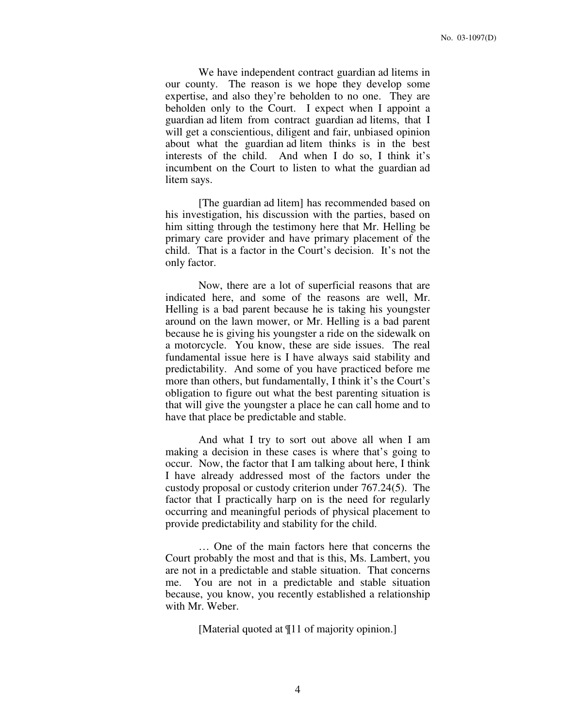We have independent contract guardian ad litems in our county. The reason is we hope they develop some expertise, and also they're beholden to no one. They are beholden only to the Court. I expect when I appoint a guardian ad litem from contract guardian ad litems, that I will get a conscientious, diligent and fair, unbiased opinion about what the guardian ad litem thinks is in the best interests of the child. And when I do so, I think it's incumbent on the Court to listen to what the guardian ad litem says.

[The guardian ad litem] has recommended based on his investigation, his discussion with the parties, based on him sitting through the testimony here that Mr. Helling be primary care provider and have primary placement of the child. That is a factor in the Court's decision. It's not the only factor.

Now, there are a lot of superficial reasons that are indicated here, and some of the reasons are well, Mr. Helling is a bad parent because he is taking his youngster around on the lawn mower, or Mr. Helling is a bad parent because he is giving his youngster a ride on the sidewalk on a motorcycle. You know, these are side issues. The real fundamental issue here is I have always said stability and predictability. And some of you have practiced before me more than others, but fundamentally, I think it's the Court's obligation to figure out what the best parenting situation is that will give the youngster a place he can call home and to have that place be predictable and stable.

And what I try to sort out above all when I am making a decision in these cases is where that's going to occur. Now, the factor that I am talking about here, I think I have already addressed most of the factors under the custody proposal or custody criterion under 767.24(5). The factor that I practically harp on is the need for regularly occurring and meaningful periods of physical placement to provide predictability and stability for the child.

… One of the main factors here that concerns the Court probably the most and that is this, Ms. Lambert, you are not in a predictable and stable situation. That concerns me. You are not in a predictable and stable situation because, you know, you recently established a relationship with Mr. Weber.

[Material quoted at ¶11 of majority opinion.]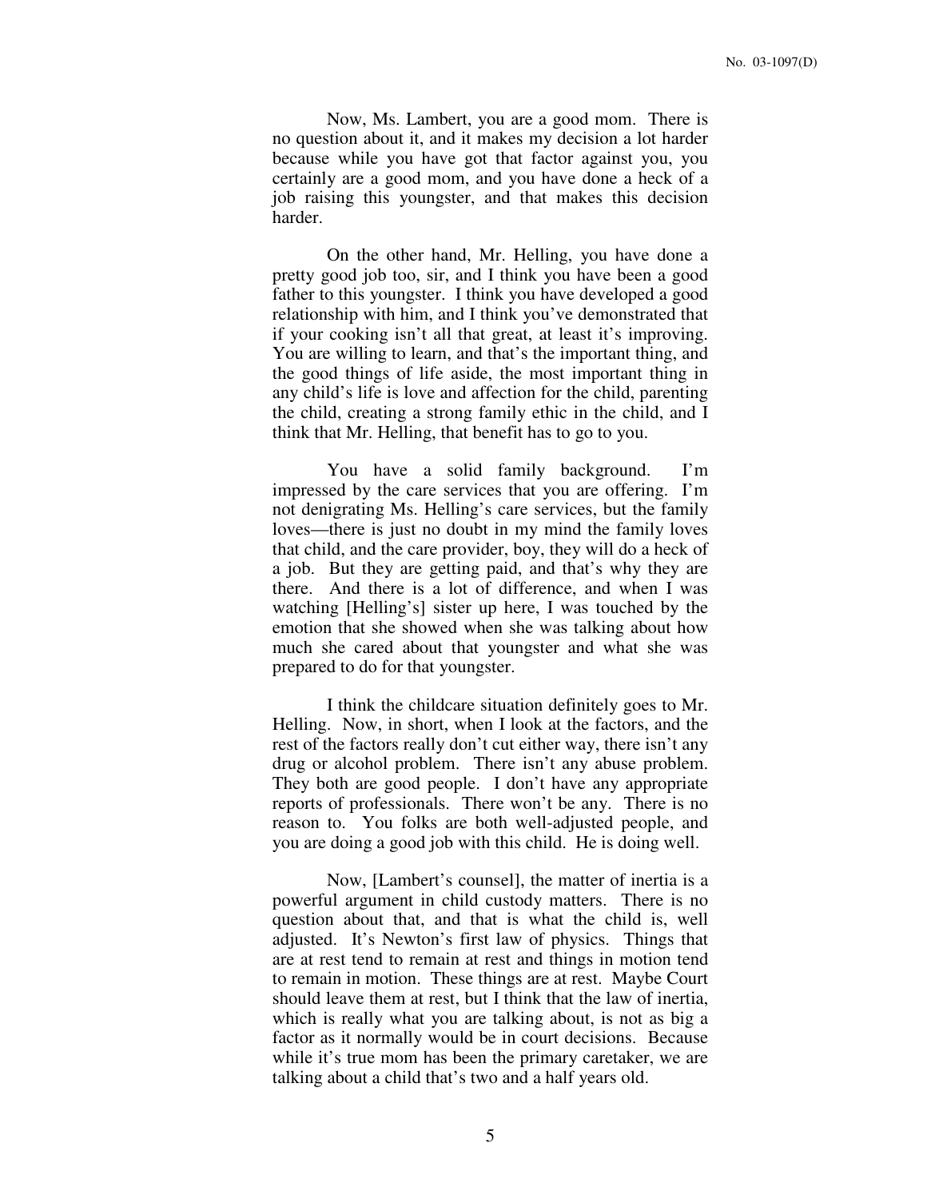Now, Ms. Lambert, you are a good mom. There is no question about it, and it makes my decision a lot harder because while you have got that factor against you, you certainly are a good mom, and you have done a heck of a job raising this youngster, and that makes this decision harder.

On the other hand, Mr. Helling, you have done a pretty good job too, sir, and I think you have been a good father to this youngster. I think you have developed a good relationship with him, and I think you've demonstrated that if your cooking isn't all that great, at least it's improving. You are willing to learn, and that's the important thing, and the good things of life aside, the most important thing in any child's life is love and affection for the child, parenting the child, creating a strong family ethic in the child, and I think that Mr. Helling, that benefit has to go to you.

You have a solid family background. I'm impressed by the care services that you are offering. I'm not denigrating Ms. Helling's care services, but the family loves—there is just no doubt in my mind the family loves that child, and the care provider, boy, they will do a heck of a job. But they are getting paid, and that's why they are there. And there is a lot of difference, and when I was watching [Helling's] sister up here, I was touched by the emotion that she showed when she was talking about how much she cared about that youngster and what she was prepared to do for that youngster.

I think the childcare situation definitely goes to Mr. Helling. Now, in short, when I look at the factors, and the rest of the factors really don't cut either way, there isn't any drug or alcohol problem. There isn't any abuse problem. They both are good people. I don't have any appropriate reports of professionals. There won't be any. There is no reason to. You folks are both well-adjusted people, and you are doing a good job with this child. He is doing well.

Now, [Lambert's counsel], the matter of inertia is a powerful argument in child custody matters. There is no question about that, and that is what the child is, well adjusted. It's Newton's first law of physics. Things that are at rest tend to remain at rest and things in motion tend to remain in motion. These things are at rest. Maybe Court should leave them at rest, but I think that the law of inertia, which is really what you are talking about, is not as big a factor as it normally would be in court decisions. Because while it's true mom has been the primary caretaker, we are talking about a child that's two and a half years old.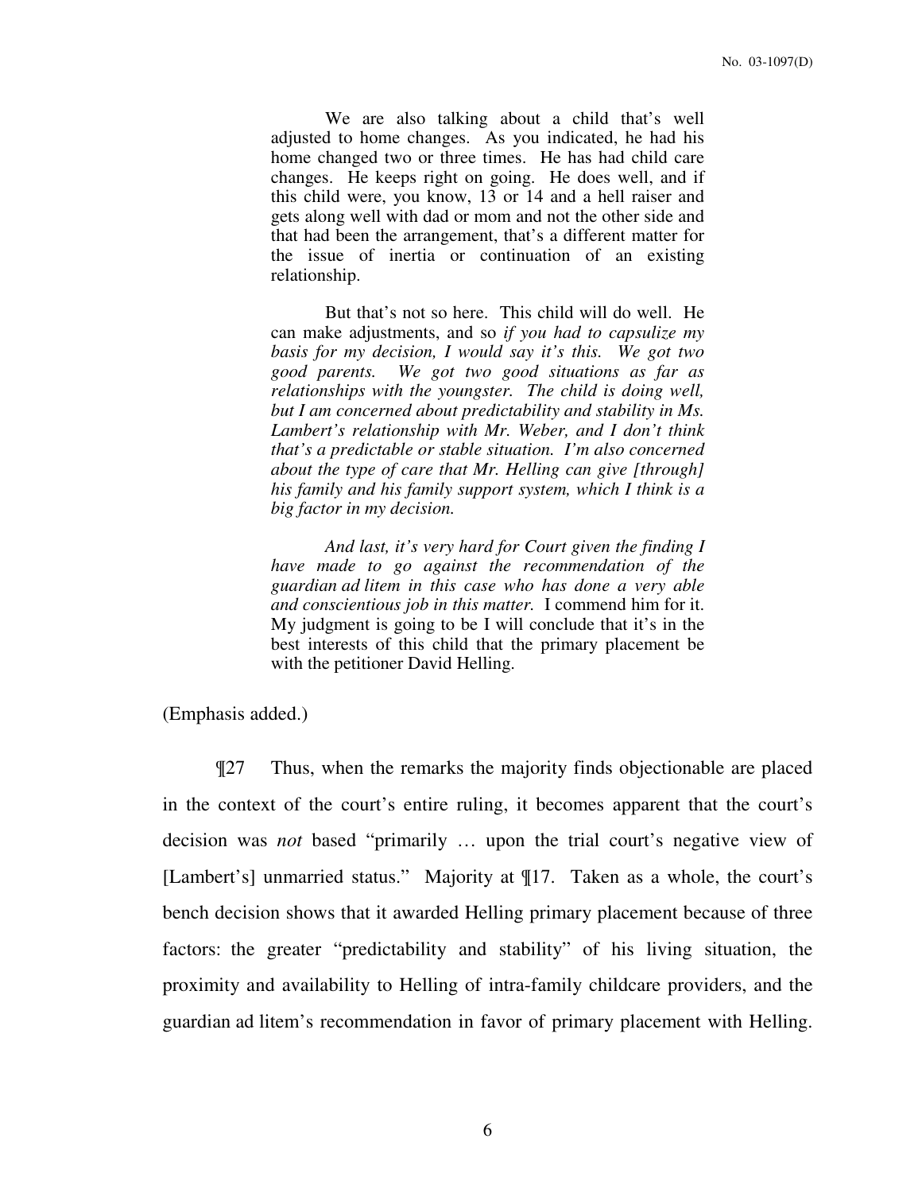> We are also talking about a child that's well adjusted to home changes. As you indicated, he had his home changed two or three times. He has had child care changes. He keeps right on going. He does well, and if this child were, you know, 13 or 14 and a hell raiser and gets along well with dad or mom and not the other side and that had been the arrangement, that's a different matter for the issue of inertia or continuation of an existing relationship.
>
> But that's not so here. This child will do well. He can make adjustments, and so *if you had to capsulize my basis for my decision, I would say it's this. We got two good parents. We got two good situations as far as relationships with the youngster. The child is doing well, but I am concerned about predictability and stability in Ms. Lambert's relationship with Mr. Weber, and I don't think that's a predictable or stable situation. I'm also concerned about the type of care that Mr. Helling can give [through] his family and his family support system, which I think is a big factor in my decision.*
>
> *And last, it's very hard for Court given the finding I have made to go against the recommendation of the guardian ad litem in this case who has done a very able and conscientious job in this matter.* I commend him for it. My judgment is going to be I will conclude that it's in the best interests of this child that the primary placement be with the petitioner David Helling.

(Emphasis added.)

¶27 Thus, when the remarks the majority finds objectionable are placed in the context of the court's entire ruling, it becomes apparent that the court's decision was *not* based "primarily … upon the trial court's negative view of [Lambert's] unmarried status." Majority at ¶17. Taken as a whole, the court's bench decision shows that it awarded Helling primary placement because of three factors: the greater "predictability and stability" of his living situation, the proximity and availability to Helling of intra-family childcare providers, and the guardian ad litem's recommendation in favor of primary placement with Helling.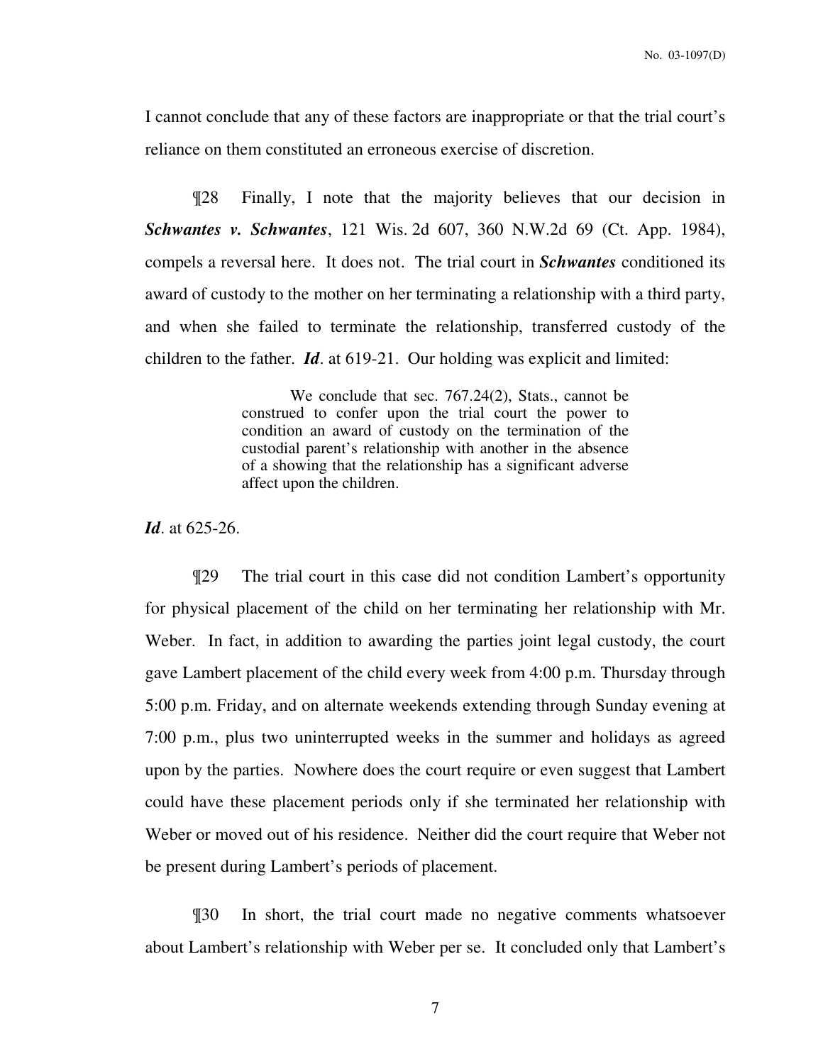I cannot conclude that any of these factors are inappropriate or that the trial court's reliance on them constituted an erroneous exercise of discretion.

¶28 Finally, I note that the majority believes that our decision in ***Schwantes v. Schwantes***, 121 Wis. 2d 607, 360 N.W.2d 69 (Ct. App. 1984), compels a reversal here. It does not. The trial court in ***Schwantes*** conditioned its award of custody to the mother on her terminating a relationship with a third party, and when she failed to terminate the relationship, transferred custody of the children to the father. ***Id***. at 619-21. Our holding was explicit and limited:

> We conclude that sec. 767.24(2), Stats., cannot be construed to confer upon the trial court the power to condition an award of custody on the termination of the custodial parent's relationship with another in the absence of a showing that the relationship has a significant adverse affect upon the children.

***Id***. at 625-26.

¶29 The trial court in this case did not condition Lambert's opportunity for physical placement of the child on her terminating her relationship with Mr. Weber. In fact, in addition to awarding the parties joint legal custody, the court gave Lambert placement of the child every week from 4:00 p.m. Thursday through 5:00 p.m. Friday, and on alternate weekends extending through Sunday evening at 7:00 p.m., plus two uninterrupted weeks in the summer and holidays as agreed upon by the parties. Nowhere does the court require or even suggest that Lambert could have these placement periods only if she terminated her relationship with Weber or moved out of his residence. Neither did the court require that Weber not be present during Lambert's periods of placement.

¶30 In short, the trial court made no negative comments whatsoever about Lambert's relationship with Weber per se. It concluded only that Lambert's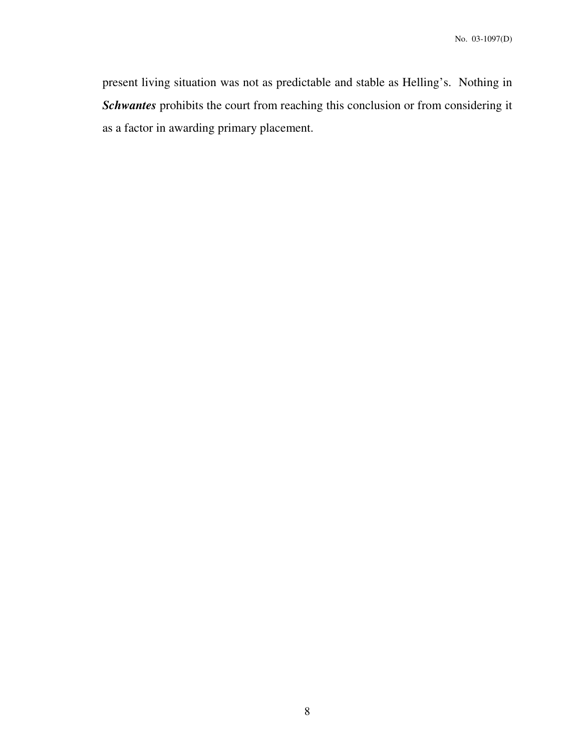present living situation was not as predictable and stable as Helling's. Nothing in ***Schwantes*** prohibits the court from reaching this conclusion or from considering it as a factor in awarding primary placement.